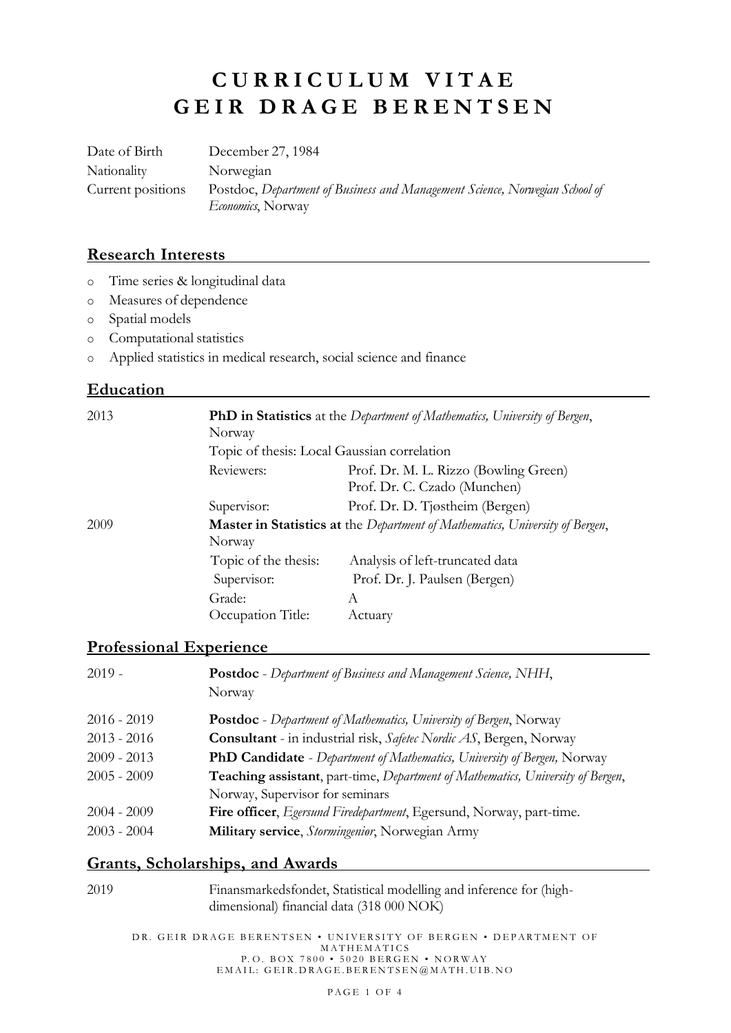# CURRICULUM VITAE
# GEIR DRAGE BERENTSEN

| | |
|---|---|
| Date of Birth | December 27, 1984 |
| Nationality | Norwegian |
| Current positions | Postdoc, *Department of Business and Management Science, Norwegian School of Economics*, Norway |

## Research Interests

- Time series & longitudinal data
- Measures of dependence
- Spatial models
- Computational statistics
- Applied statistics in medical research, social science and finance

## Education

**2013** — **PhD in Statistics** at the *Department of Mathematics, University of Bergen*, Norway

| | |
|---|---|
| Topic of thesis: | Local Gaussian correlation |
| Reviewers: | Prof. Dr. M. L. Rizzo (Bowling Green)<br>Prof. Dr. C. Czado (Munchen) |
| Supervisor: | Prof. Dr. D. Tjøstheim (Bergen) |

**2009** — **Master in Statistics at** the *Department of Mathematics, University of Bergen*, Norway

| | |
|---|---|
| Topic of the thesis: | Analysis of left-truncated data |
| Supervisor: | Prof. Dr. J. Paulsen (Bergen) |
| Grade: | A |
| Occupation Title: | Actuary |

## Professional Experience

| | |
|---|---|
| 2019 - | **Postdoc** - *Department of Business and Management Science, NHH*, Norway |
| 2016 - 2019 | **Postdoc** - *Department of Mathematics, University of Bergen*, Norway |
| 2013 - 2016 | **Consultant** - in industrial risk, *Safetec Nordic AS*, Bergen, Norway |
| 2009 - 2013 | **PhD Candidate** - *Department of Mathematics, University of Bergen,* Norway |
| 2005 - 2009 | **Teaching assistant**, part-time, *Department of Mathematics, University of Bergen*, Norway, Supervisor for seminars |
| 2004 - 2009 | **Fire officer**, *Egersund Firedepartment*, Egersund, Norway, part-time. |
| 2003 - 2004 | **Military service**, *Stormingeniør*, Norwegian Army |

## Grants, Scholarships, and Awards

| | |
|---|---|
| 2019 | Finansmarkedsfondet, Statistical modelling and inference for (high-dimensional) financial data (318 000 NOK) |

DR. GEIR DRAGE BERENTSEN • UNIVERSITY OF BERGEN • DEPARTMENT OF MATHEMATICS
P.O. BOX 7800 • 5020 BERGEN • NORWAY
EMAIL: GEIR.DRAGE.BERENTSEN@MATH.UIB.NO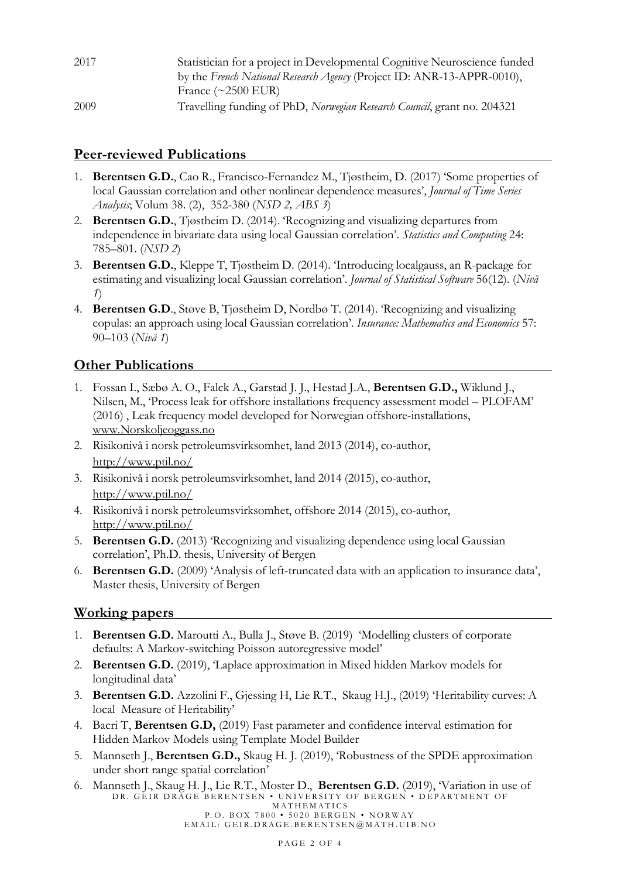| | |
|---|---|
| 2017 | Statistician for a project in Developmental Cognitive Neuroscience funded by the *French National Research Agency* (Project ID: ANR-13-APPR-0010), France (~2500 EUR) |
| 2009 | Travelling funding of PhD, *Norwegian Research Council*, grant no. 204321 |

## Peer-reviewed Publications

1. **Berentsen G.D.**, Cao R., Francisco-Fernandez M., Tjøstheim, D. (2017) 'Some properties of local Gaussian correlation and other nonlinear dependence measures', *Journal of Time Series Analysis*; Volum 38. (2), 352-380 (*NSD 2, ABS 3*)
2. **Berentsen G.D.**, Tjøstheim D. (2014). 'Recognizing and visualizing departures from independence in bivariate data using local Gaussian correlation'. *Statistics and Computing* 24: 785–801. (*NSD 2*)
3. **Berentsen G.D.**, Kleppe T, Tjøstheim D. (2014). 'Introducing localgauss, an R-package for estimating and visualizing local Gaussian correlation'. *Journal of Statistical Software* 56(12). (*Nivå 1*)
4. **Berentsen G.D**., Støve B, Tjøstheim D, Nordbø T. (2014). 'Recognizing and visualizing copulas: an approach using local Gaussian correlation'. *Insurance: Mathematics and Economics* 57: 90–103 (*Nivå 1*)

## Other Publications

1. Fossan I., Sæbø A. O., Falck A., Garstad J. J., Hestad J.A., **Berentsen G.D.,** Wiklund J., Nilsen, M., 'Process leak for offshore installations frequency assessment model – PLOFAM' (2016) , Leak frequency model developed for Norwegian offshore-installations, www.Norskoljeoggass.no
2. Risikonivå i norsk petroleumsvirksomhet, land 2013 (2014), co-author, http://www.ptil.no/
3. Risikonivå i norsk petroleumsvirksomhet, land 2014 (2015), co-author, http://www.ptil.no/
4. Risikonivå i norsk petroleumsvirksomhet, offshore 2014 (2015), co-author, http://www.ptil.no/
5. **Berentsen G.D.** (2013) 'Recognizing and visualizing dependence using local Gaussian correlation', Ph.D. thesis, University of Bergen
6. **Berentsen G.D.** (2009) 'Analysis of left-truncated data with an application to insurance data', Master thesis, University of Bergen

## Working papers

1. **Berentsen G.D.** Maroutti A., Bulla J., Støve B. (2019) 'Modelling clusters of corporate defaults: A Markov-switching Poisson autoregressive model'
2. **Berentsen G.D.** (2019), 'Laplace approximation in Mixed hidden Markov models for longitudinal data'
3. **Berentsen G.D.** Azzolini F., Gjessing H, Lie R.T., Skaug H.J., (2019) 'Heritability curves: A local Measure of Heritability'
4. Bacri T, **Berentsen G.D,** (2019) Fast parameter and confidence interval estimation for Hidden Markov Models using Template Model Builder
5. Mannseth J., **Berentsen G.D.,** Skaug H. J. (2019), 'Robustness of the SPDE approximation under short range spatial correlation'
6. Mannseth J., Skaug H. J., Lie R.T., Moster D., **Berentsen G.D.** (2019), 'Variation in use of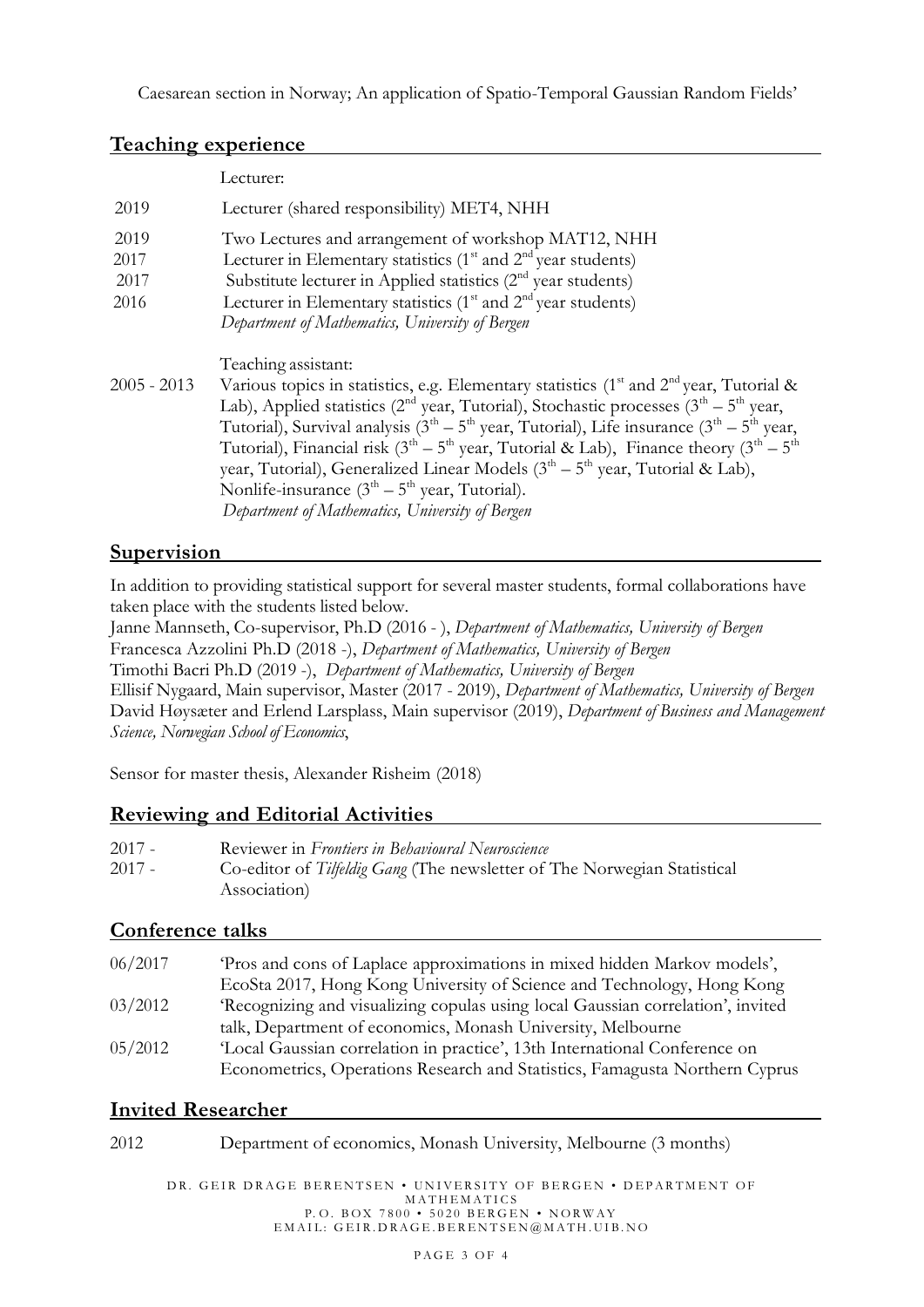Caesarean section in Norway; An application of Spatio-Temporal Gaussian Random Fields'

## Teaching experience

Lecturer:

| | |
|---|---|
| 2019 | Lecturer (shared responsibility) MET4, NHH |
| 2019 | Two Lectures and arrangement of workshop MAT12, NHH |
| 2017 | Lecturer in Elementary statistics (1st and 2nd year students) |
| 2017 | Substitute lecturer in Applied statistics (2nd year students) |
| 2016 | Lecturer in Elementary statistics (1st and 2nd year students) *Department of Mathematics, University of Bergen* |

Teaching assistant:

| | |
|---|---|
| 2005 - 2013 | Various topics in statistics, e.g. Elementary statistics (1st and 2nd year, Tutorial & Lab), Applied statistics (2nd year, Tutorial), Stochastic processes (3th – 5th year, Tutorial), Survival analysis (3th – 5th year, Tutorial), Life insurance (3th – 5th year, Tutorial), Financial risk (3th – 5th year, Tutorial & Lab), Finance theory (3th – 5th year, Tutorial), Generalized Linear Models (3th – 5th year, Tutorial & Lab), Nonlife-insurance (3th – 5th year, Tutorial). *Department of Mathematics, University of Bergen* |

## Supervision

In addition to providing statistical support for several master students, formal collaborations have taken place with the students listed below.

Janne Mannseth, Co-supervisor, Ph.D (2016 - ), *Department of Mathematics, University of Bergen*
Francesca Azzolini Ph.D (2018 -), *Department of Mathematics, University of Bergen*
Timothi Bacri Ph.D (2019 -), *Department of Mathematics, University of Bergen*
Ellisif Nygaard, Main supervisor, Master (2017 - 2019), *Department of Mathematics, University of Bergen*
David Høysæter and Erlend Larsplass, Main supervisor (2019), *Department of Business and Management Science, Norwegian School of Economics*,

Sensor for master thesis, Alexander Risheim (2018)

## Reviewing and Editorial Activities

| | |
|---|---|
| 2017 - | Reviewer in *Frontiers in Behavioural Neuroscience* |
| 2017 - | Co-editor of *Tilfeldig Gang* (The newsletter of The Norwegian Statistical Association) |

## Conference talks

| | |
|---|---|
| 06/2017 | 'Pros and cons of Laplace approximations in mixed hidden Markov models', EcoSta 2017, Hong Kong University of Science and Technology, Hong Kong |
| 03/2012 | 'Recognizing and visualizing copulas using local Gaussian correlation', invited talk, Department of economics, Monash University, Melbourne |
| 05/2012 | 'Local Gaussian correlation in practice', 13th International Conference on Econometrics, Operations Research and Statistics, Famagusta Northern Cyprus |

## Invited Researcher

| | |
|---|---|
| 2012 | Department of economics, Monash University, Melbourne (3 months) |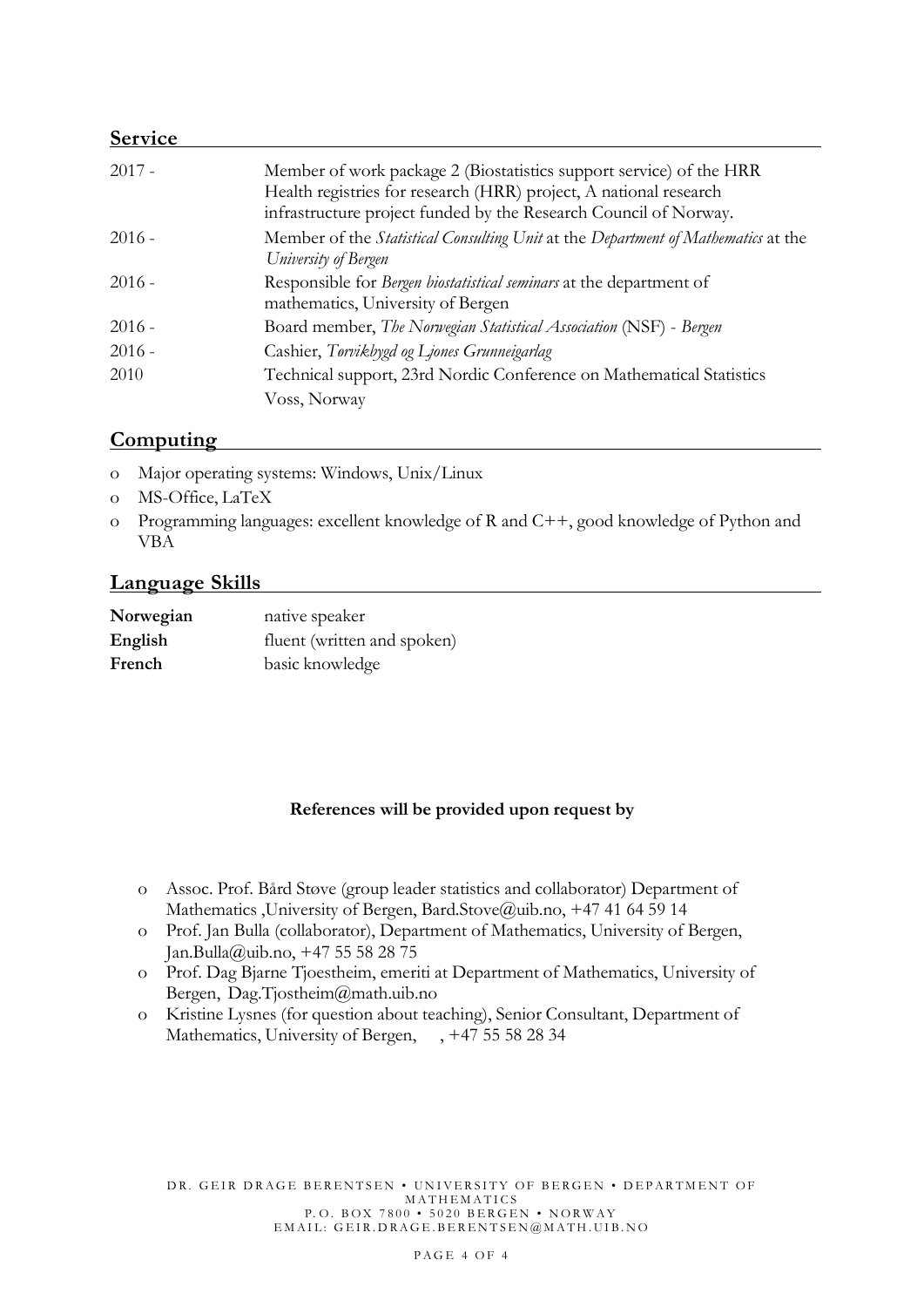## Service

| | |
|---|---|
| 2017 - | Member of work package 2 (Biostatistics support service) of the HRR Health registries for research (HRR) project, A national research infrastructure project funded by the Research Council of Norway. |
| 2016 - | Member of the *Statistical Consulting Unit* at the *Department of Mathematics* at the *University of Bergen* |
| 2016 - | Responsible for *Bergen biostatistical seminars* at the department of mathematics, University of Bergen |
| 2016 - | Board member, *The Norwegian Statistical Association* (NSF) - *Bergen* |
| 2016 - | Cashier, *Tørvikbygd og Ljones Grunneigarlag* |
| 2010 | Technical support, 23rd Nordic Conference on Mathematical Statistics Voss, Norway |

## Computing

- Major operating systems: Windows, Unix/Linux
- MS-Office, LaTeX
- Programming languages: excellent knowledge of R and C++, good knowledge of Python and VBA

## Language Skills

| | |
|---|---|
| **Norwegian** | native speaker |
| **English** | fluent (written and spoken) |
| **French** | basic knowledge |

**References will be provided upon request by**

- Assoc. Prof. Bård Støve (group leader statistics and collaborator) Department of Mathematics ,University of Bergen, Bard.Stove@uib.no, +47 41 64 59 14
- Prof. Jan Bulla (collaborator), Department of Mathematics, University of Bergen, Jan.Bulla@uib.no, +47 55 58 28 75
- Prof. Dag Bjarne Tjoestheim, emeriti at Department of Mathematics, University of Bergen, Dag.Tjostheim@math.uib.no
- Kristine Lysnes (for question about teaching), Senior Consultant, Department of Mathematics, University of Bergen, , +47 55 58 28 34

DR. GEIR DRAGE BERENTSEN • UNIVERSITY OF BERGEN • DEPARTMENT OF MATHEMATICS
P.O. BOX 7800 • 5020 BERGEN • NORWAY
EMAIL: GEIR.DRAGE.BERENTSEN@MATH.UIB.NO